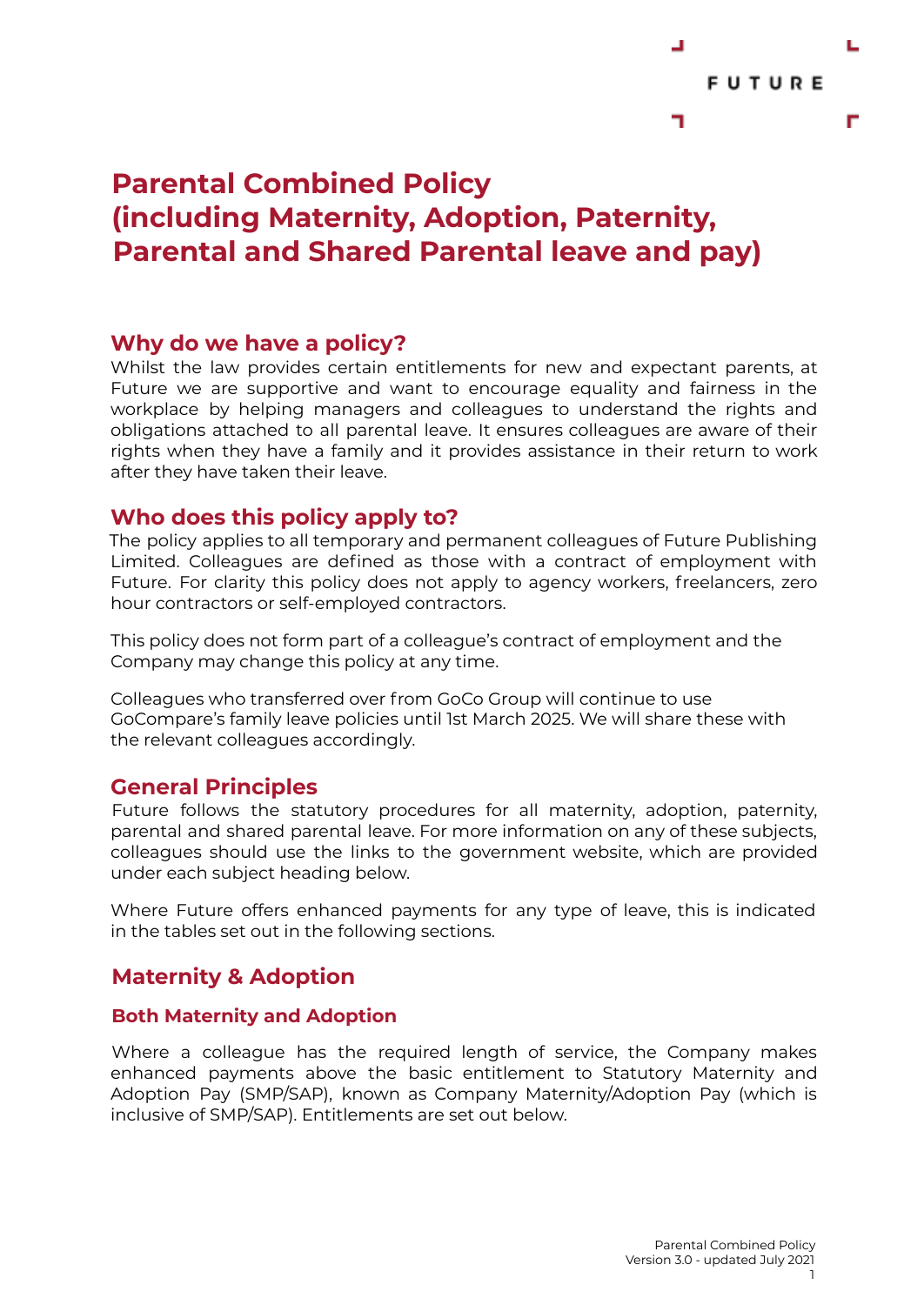# Parental Combined Policy (including Maternity, Adoption, Paternity, Parental and Shared Parental leave and pay)

## Why do we have a policy?

Whilst the law provides certain entitlements for new and expectant parents, at Future we are supportive and want to encourage equality and fairness in the workplace by helping managers and colleagues to understand the rights and obligations attached to all parental leave. It ensures colleagues are aware of their rights when they have a family and it provides assistance in their return to work after they have taken their leave.

## Who does this policy apply to?

The policy applies to all temporary and permanent colleagues of Future Publishing Limited. Colleagues are defined as those with a contract of employment with Future. For clarity this policy does not apply to agency workers, freelancers, zero hour contractors or self-employed contractors.

This policy does not form part of a colleague's contract of employment and the Company may change this policy at any time.

Colleagues who transferred over from GoCo Group will continue to use GoCompare's family leave policies until 1st March 2025. We will share these with the relevant colleagues accordingly.

## General Principles

Future follows the statutory procedures for all maternity, adoption, paternity, parental and shared parental leave. For more information on any of these subjects, colleagues should use the links to the government website, which are provided under each subject heading below.

Where Future offers enhanced payments for any type of leave, this is indicated in the tables set out in the following sections.

## Maternity & Adoption

### Both Maternity and Adoption

Where a colleague has the required length of service, the Company makes enhanced payments above the basic entitlement to Statutory Maternity and Adoption Pay (SMP/SAP), known as Company Maternity/Adoption Pay (which is inclusive of SMP/SAP). Entitlements are set out below.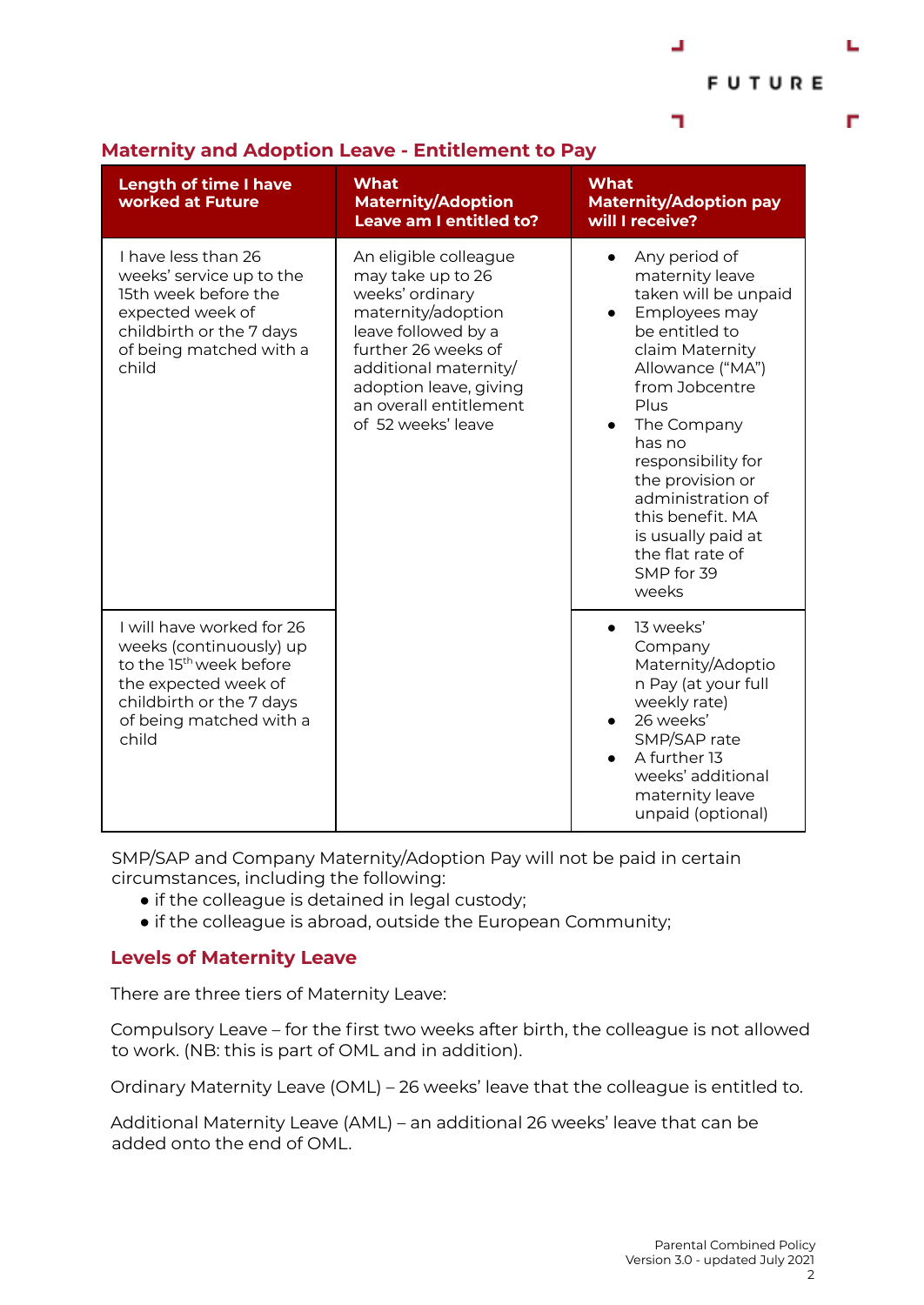## Maternity and Adoption Leave - Entitlement to Pay

| Length of time I have worked at Future | What Maternity/Adoption Leave am I entitled to? | What Maternity/Adoption pay will I receive? |
|---|---|---|
| I have less than 26 weeks' service up to the 15th week before the expected week of childbirth or the 7 days of being matched with a child | An eligible colleague may take up to 26 weeks' ordinary maternity/adoption leave followed by a further 26 weeks of additional maternity/ adoption leave, giving an overall entitlement of 52 weeks' leave | • Any period of maternity leave taken will be unpaid<br>• Employees may be entitled to claim Maternity Allowance ("MA") from Jobcentre Plus<br>• The Company has no responsibility for the provision or administration of this benefit. MA is usually paid at the flat rate of SMP for 39 weeks |
| I will have worked for 26 weeks (continuously) up to the 15th week before the expected week of childbirth or the 7 days of being matched with a child | | • 13 weeks' Company Maternity/Adoption Pay (at your full weekly rate)<br>• 26 weeks' SMP/SAP rate<br>• A further 13 weeks' additional maternity leave unpaid (optional) |

SMP/SAP and Company Maternity/Adoption Pay will not be paid in certain circumstances, including the following:

- if the colleague is detained in legal custody;
- if the colleague is abroad, outside the European Community;

## Levels of Maternity Leave

There are three tiers of Maternity Leave:

Compulsory Leave – for the first two weeks after birth, the colleague is not allowed to work. (NB: this is part of OML and in addition).

Ordinary Maternity Leave (OML) – 26 weeks' leave that the colleague is entitled to.

Additional Maternity Leave (AML) – an additional 26 weeks' leave that can be added onto the end of OML.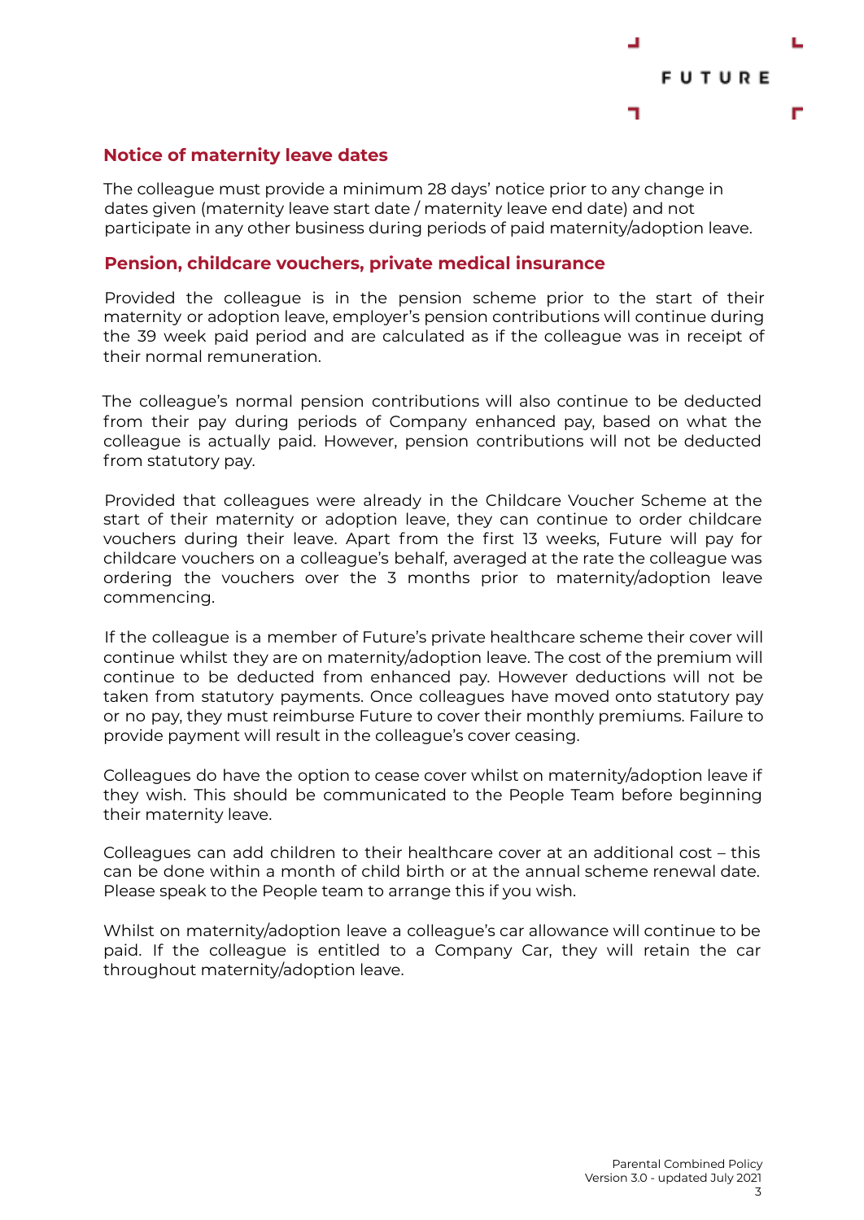## Notice of maternity leave dates

The colleague must provide a minimum 28 days' notice prior to any change in dates given (maternity leave start date / maternity leave end date) and not participate in any other business during periods of paid maternity/adoption leave.

## Pension, childcare vouchers, private medical insurance

Provided the colleague is in the pension scheme prior to the start of their maternity or adoption leave, employer's pension contributions will continue during the 39 week paid period and are calculated as if the colleague was in receipt of their normal remuneration.

The colleague's normal pension contributions will also continue to be deducted from their pay during periods of Company enhanced pay, based on what the colleague is actually paid. However, pension contributions will not be deducted from statutory pay.

Provided that colleagues were already in the Childcare Voucher Scheme at the start of their maternity or adoption leave, they can continue to order childcare vouchers during their leave. Apart from the first 13 weeks, Future will pay for childcare vouchers on a colleague's behalf, averaged at the rate the colleague was ordering the vouchers over the 3 months prior to maternity/adoption leave commencing.

If the colleague is a member of Future's private healthcare scheme their cover will continue whilst they are on maternity/adoption leave. The cost of the premium will continue to be deducted from enhanced pay. However deductions will not be taken from statutory payments. Once colleagues have moved onto statutory pay or no pay, they must reimburse Future to cover their monthly premiums. Failure to provide payment will result in the colleague's cover ceasing.

Colleagues do have the option to cease cover whilst on maternity/adoption leave if they wish. This should be communicated to the People Team before beginning their maternity leave.

Colleagues can add children to their healthcare cover at an additional cost – this can be done within a month of child birth or at the annual scheme renewal date. Please speak to the People team to arrange this if you wish.

Whilst on maternity/adoption leave a colleague's car allowance will continue to be paid. If the colleague is entitled to a Company Car, they will retain the car throughout maternity/adoption leave.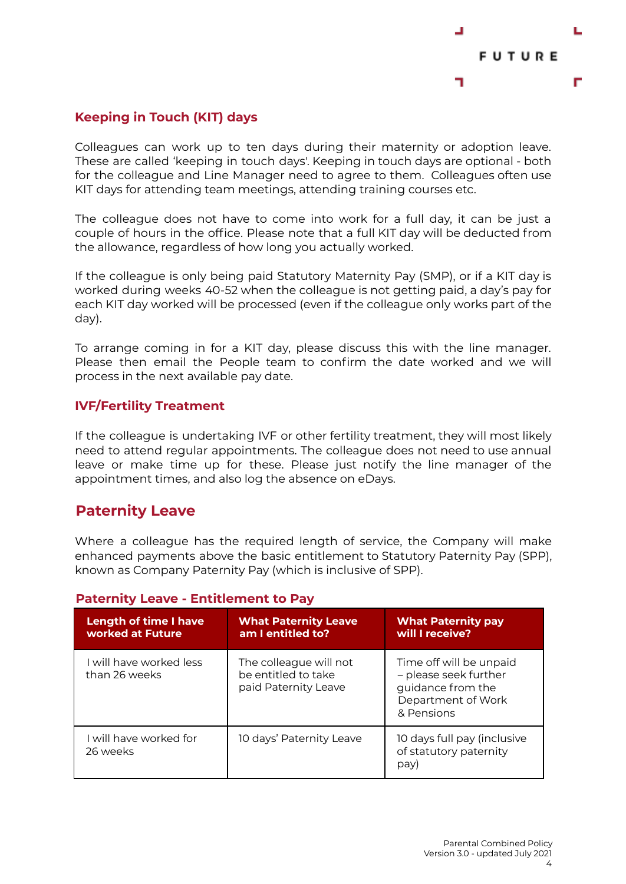### Keeping in Touch (KIT) days

Colleagues can work up to ten days during their maternity or adoption leave. These are called 'keeping in touch days'. Keeping in touch days are optional - both for the colleague and Line Manager need to agree to them. Colleagues often use KIT days for attending team meetings, attending training courses etc.

The colleague does not have to come into work for a full day, it can be just a couple of hours in the office. Please note that a full KIT day will be deducted from the allowance, regardless of how long you actually worked.

If the colleague is only being paid Statutory Maternity Pay (SMP), or if a KIT day is worked during weeks 40-52 when the colleague is not getting paid, a day's pay for each KIT day worked will be processed (even if the colleague only works part of the day).

To arrange coming in for a KIT day, please discuss this with the line manager. Please then email the People team to confirm the date worked and we will process in the next available pay date.

### IVF/Fertility Treatment

If the colleague is undertaking IVF or other fertility treatment, they will most likely need to attend regular appointments. The colleague does not need to use annual leave or make time up for these. Please just notify the line manager of the appointment times, and also log the absence on eDays.

## Paternity Leave

Where a colleague has the required length of service, the Company will make enhanced payments above the basic entitlement to Statutory Paternity Pay (SPP), known as Company Paternity Pay (which is inclusive of SPP).

### Paternity Leave - Entitlement to Pay

| Length of time I have worked at Future | What Paternity Leave am I entitled to? | What Paternity pay will I receive? |
|---|---|---|
| I will have worked less than 26 weeks | The colleague will not be entitled to take paid Paternity Leave | Time off will be unpaid – please seek further guidance from the Department of Work & Pensions |
| I will have worked for 26 weeks | 10 days' Paternity Leave | 10 days full pay (inclusive of statutory paternity pay) |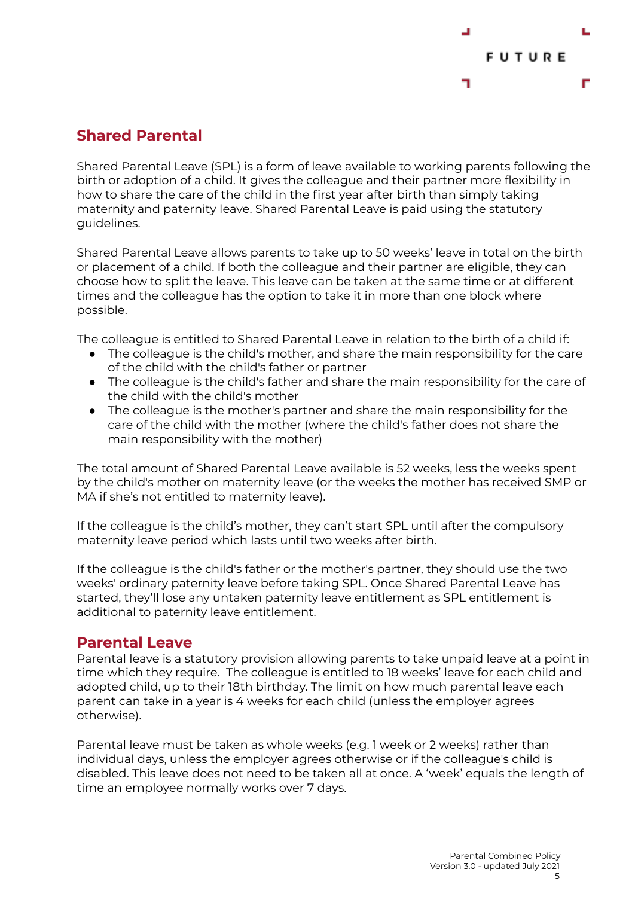## Shared Parental

Shared Parental Leave (SPL) is a form of leave available to working parents following the birth or adoption of a child. It gives the colleague and their partner more flexibility in how to share the care of the child in the first year after birth than simply taking maternity and paternity leave. Shared Parental Leave is paid using the statutory guidelines.

Shared Parental Leave allows parents to take up to 50 weeks' leave in total on the birth or placement of a child. If both the colleague and their partner are eligible, they can choose how to split the leave. This leave can be taken at the same time or at different times and the colleague has the option to take it in more than one block where possible.

The colleague is entitled to Shared Parental Leave in relation to the birth of a child if:

- The colleague is the child's mother, and share the main responsibility for the care of the child with the child's father or partner
- The colleague is the child's father and share the main responsibility for the care of the child with the child's mother
- The colleague is the mother's partner and share the main responsibility for the care of the child with the mother (where the child's father does not share the main responsibility with the mother)

The total amount of Shared Parental Leave available is 52 weeks, less the weeks spent by the child's mother on maternity leave (or the weeks the mother has received SMP or MA if she's not entitled to maternity leave).

If the colleague is the child's mother, they can't start SPL until after the compulsory maternity leave period which lasts until two weeks after birth.

If the colleague is the child's father or the mother's partner, they should use the two weeks' ordinary paternity leave before taking SPL. Once Shared Parental Leave has started, they'll lose any untaken paternity leave entitlement as SPL entitlement is additional to paternity leave entitlement.

## Parental Leave

Parental leave is a statutory provision allowing parents to take unpaid leave at a point in time which they require. The colleague is entitled to 18 weeks' leave for each child and adopted child, up to their 18th birthday. The limit on how much parental leave each parent can take in a year is 4 weeks for each child (unless the employer agrees otherwise).

Parental leave must be taken as whole weeks (e.g. 1 week or 2 weeks) rather than individual days, unless the employer agrees otherwise or if the colleague's child is disabled. This leave does not need to be taken all at once. A 'week' equals the length of time an employee normally works over 7 days.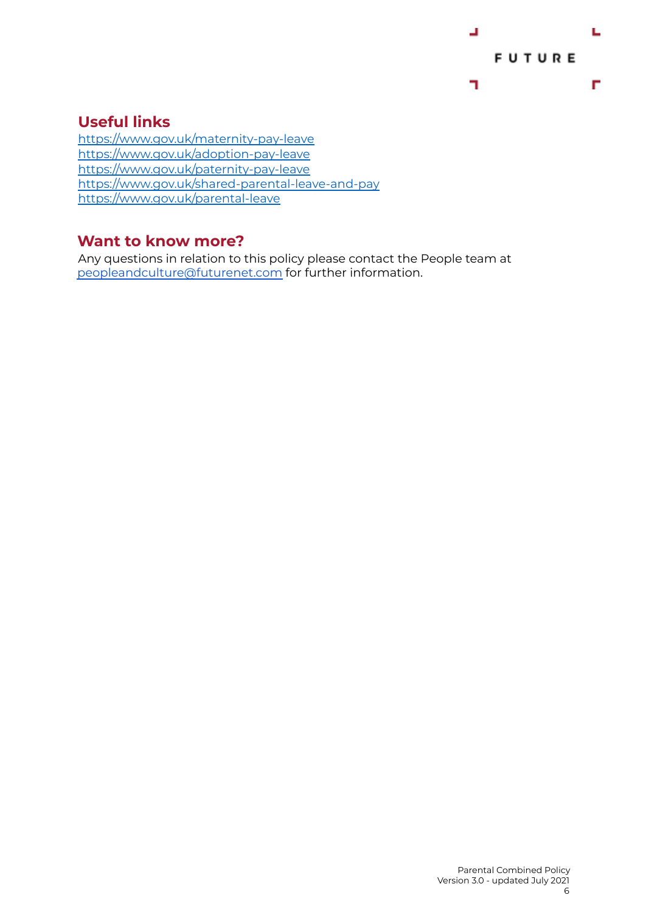## Useful links

https://www.gov.uk/maternity-pay-leave
https://www.gov.uk/adoption-pay-leave
https://www.gov.uk/paternity-pay-leave
https://www.gov.uk/shared-parental-leave-and-pay
https://www.gov.uk/parental-leave

## Want to know more?

Any questions in relation to this policy please contact the People team at peopleandculture@futurenet.com for further information.